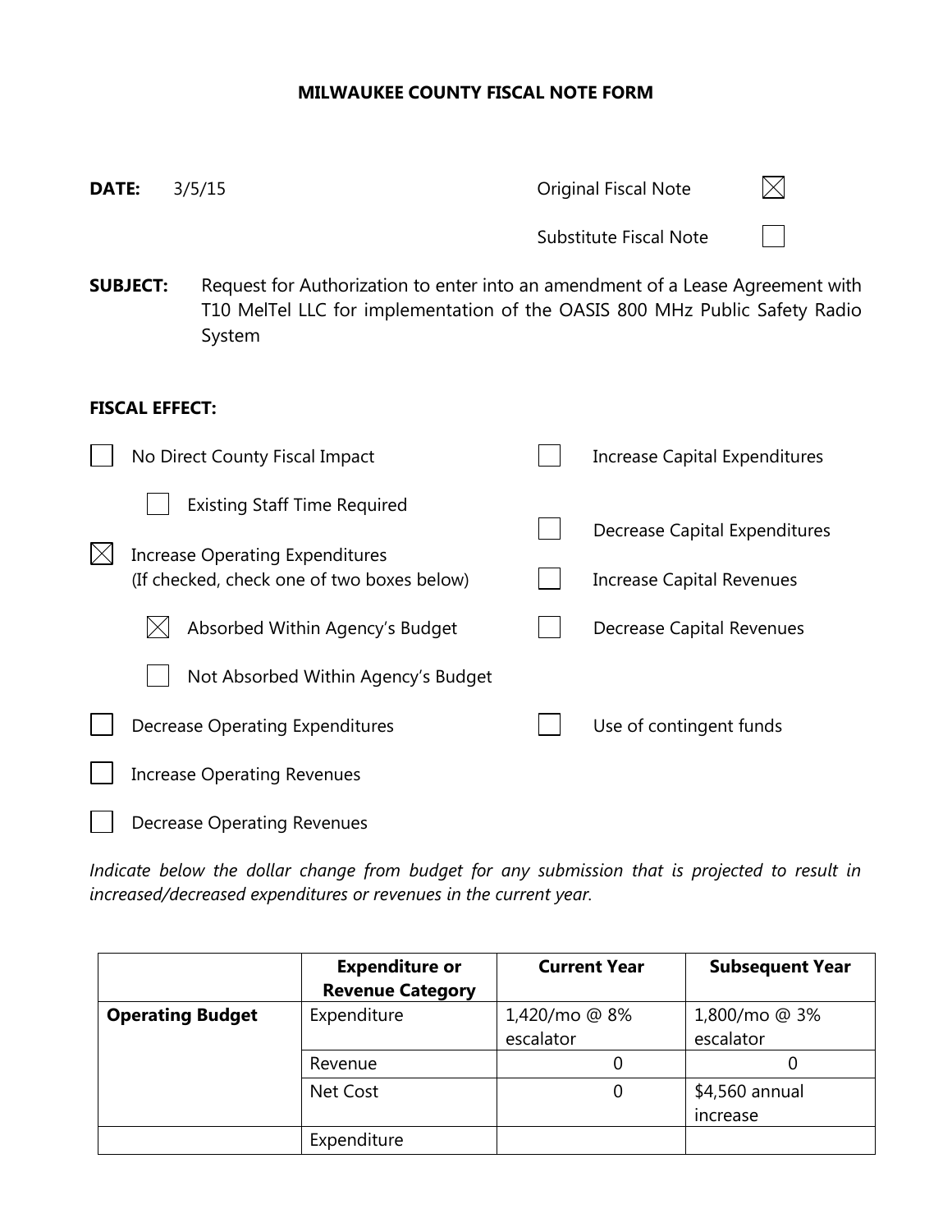# MILWAUKEE COUNTY FISCAL NOTE FORM

**DATE:** 3/5/15

Original Fiscal Note ☒

Substitute Fiscal Note ☐

**SUBJECT:** Request for Authorization to enter into an amendment of a Lease Agreement with T10 MelTel LLC for implementation of the OASIS 800 MHz Public Safety Radio System

**FISCAL EFFECT:**

- ☐ No Direct County Fiscal Impact
  - ☐ Existing Staff Time Required
- ☒ Increase Operating Expenditures (If checked, check one of two boxes below)
  - ☒ Absorbed Within Agency's Budget
  - ☐ Not Absorbed Within Agency's Budget
- ☐ Decrease Operating Expenditures
- ☐ Increase Operating Revenues
- ☐ Decrease Operating Revenues
- ☐ Increase Capital Expenditures
- ☐ Decrease Capital Expenditures
- ☐ Increase Capital Revenues
- ☐ Decrease Capital Revenues
- ☐ Use of contingent funds

*Indicate below the dollar change from budget for any submission that is projected to result in increased/decreased expenditures or revenues in the current year.*

| | Expenditure or Revenue Category | Current Year | Subsequent Year |
|---|---|---|---|
| **Operating Budget** | Expenditure | 1,420/mo @ 8% escalator | 1,800/mo @ 3% escalator |
| | Revenue | 0 | 0 |
| | Net Cost | 0 | $4,560 annual increase |
| | Expenditure | | |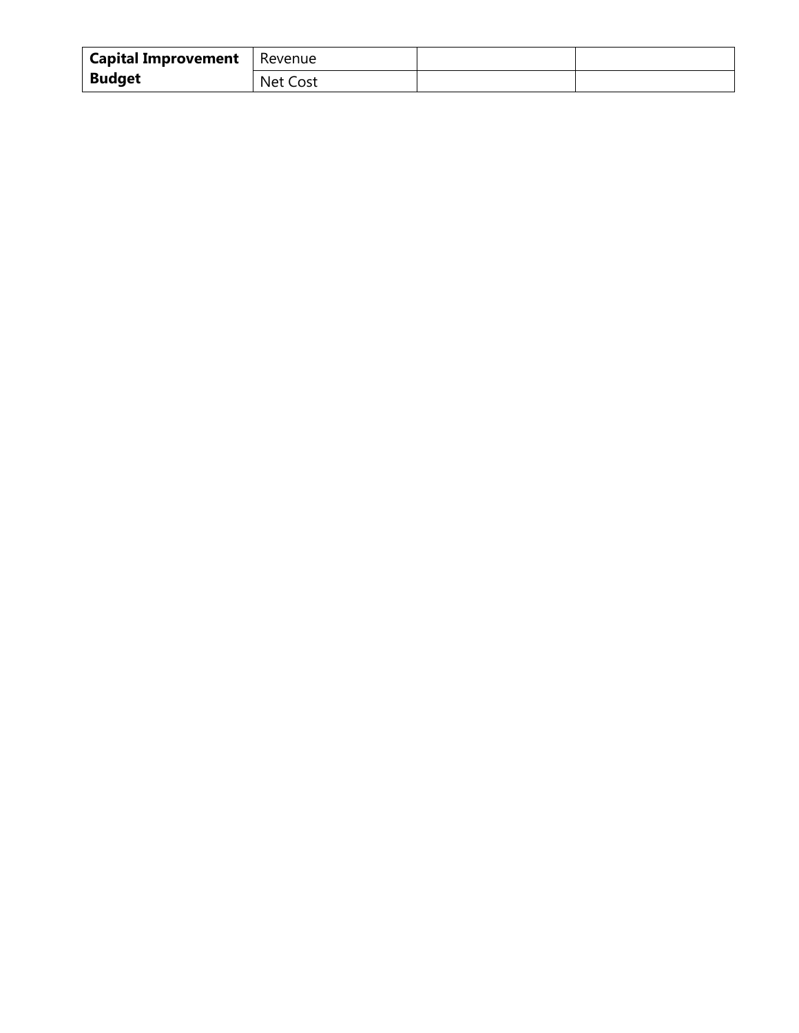| **Capital Improvement Budget** | Revenue | | |
| --- | --- | --- | --- |
| | Net Cost | | |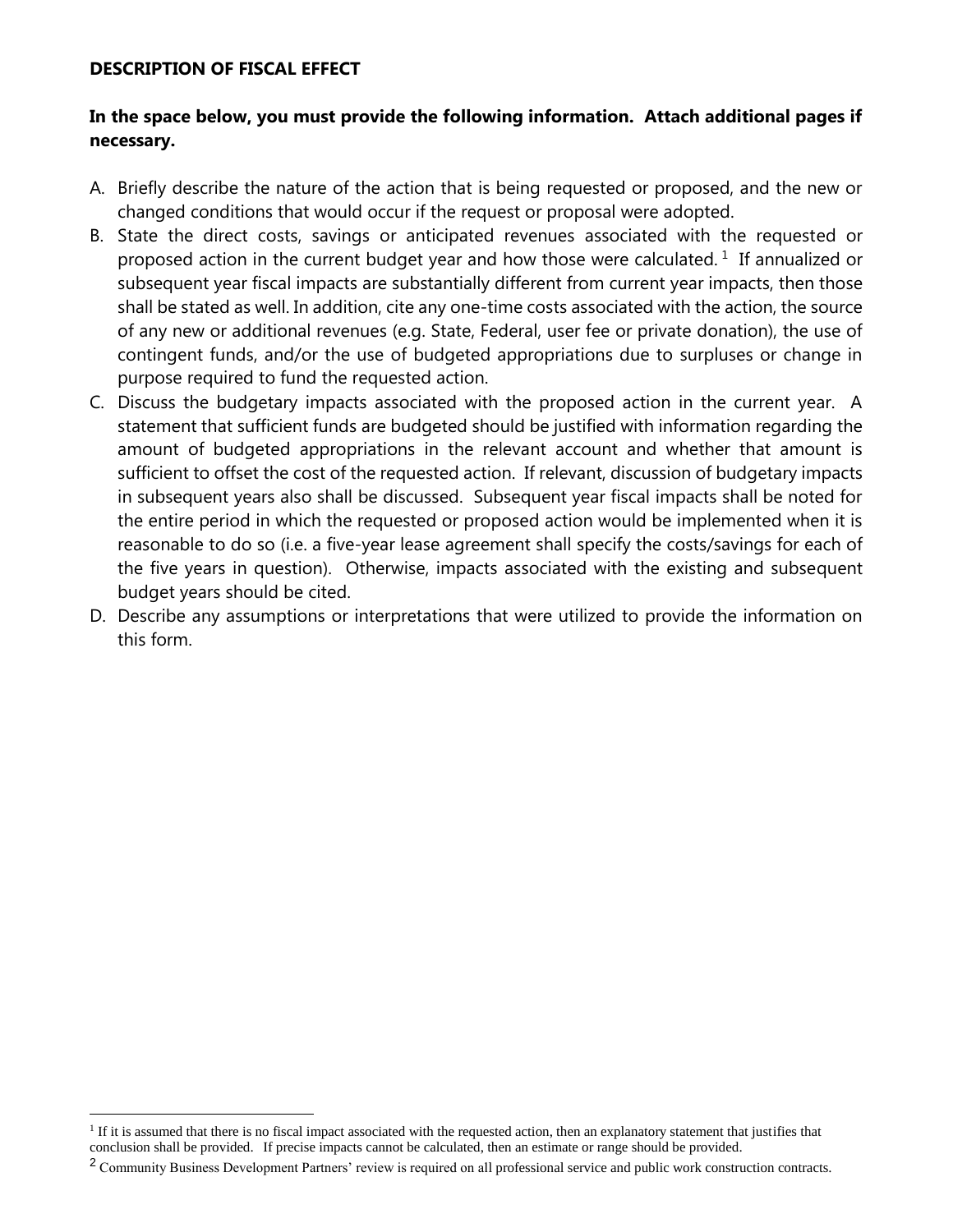**DESCRIPTION OF FISCAL EFFECT**

**In the space below, you must provide the following information. Attach additional pages if necessary.**

A. Briefly describe the nature of the action that is being requested or proposed, and the new or changed conditions that would occur if the request or proposal were adopted.
B. State the direct costs, savings or anticipated revenues associated with the requested or proposed action in the current budget year and how those were calculated.[1] If annualized or subsequent year fiscal impacts are substantially different from current year impacts, then those shall be stated as well. In addition, cite any one-time costs associated with the action, the source of any new or additional revenues (e.g. State, Federal, user fee or private donation), the use of contingent funds, and/or the use of budgeted appropriations due to surpluses or change in purpose required to fund the requested action.
C. Discuss the budgetary impacts associated with the proposed action in the current year. A statement that sufficient funds are budgeted should be justified with information regarding the amount of budgeted appropriations in the relevant account and whether that amount is sufficient to offset the cost of the requested action. If relevant, discussion of budgetary impacts in subsequent years also shall be discussed. Subsequent year fiscal impacts shall be noted for the entire period in which the requested or proposed action would be implemented when it is reasonable to do so (i.e. a five-year lease agreement shall specify the costs/savings for each of the five years in question). Otherwise, impacts associated with the existing and subsequent budget years should be cited.
D. Describe any assumptions or interpretations that were utilized to provide the information on this form.

---

[1] If it is assumed that there is no fiscal impact associated with the requested action, then an explanatory statement that justifies that conclusion shall be provided. If precise impacts cannot be calculated, then an estimate or range should be provided.

[2] Community Business Development Partners' review is required on all professional service and public work construction contracts.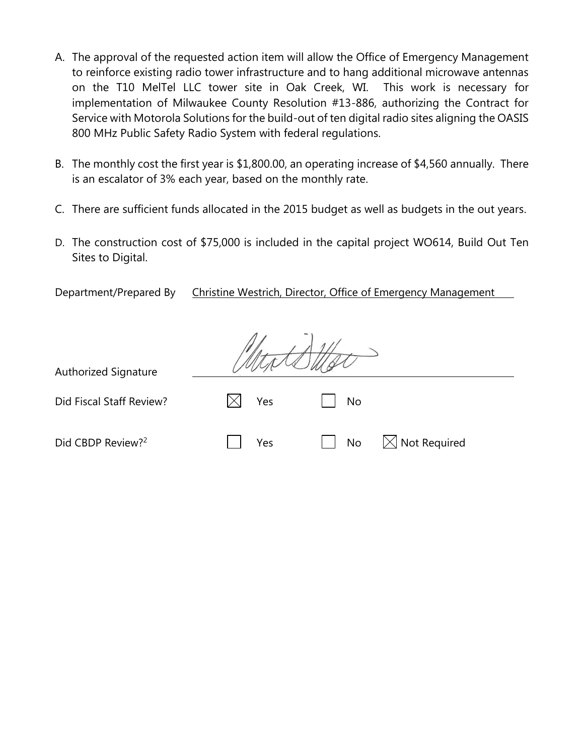A. The approval of the requested action item will allow the Office of Emergency Management to reinforce existing radio tower infrastructure and to hang additional microwave antennas on the T10 MelTel LLC tower site in Oak Creek, WI. This work is necessary for implementation of Milwaukee County Resolution #13-886, authorizing the Contract for Service with Motorola Solutions for the build-out of ten digital radio sites aligning the OASIS 800 MHz Public Safety Radio System with federal regulations.

B. The monthly cost the first year is $1,800.00, an operating increase of $4,560 annually. There is an escalator of 3% each year, based on the monthly rate.

C. There are sufficient funds allocated in the 2015 budget as well as budgets in the out years.

D. The construction cost of $75,000 is included in the capital project WO614, Build Out Ten Sites to Digital.

Department/Prepared By Christine Westrich, Director, Office of Emergency Management

Authorized Signature

Did Fiscal Staff Review? ☒ Yes ☐ No

Did CBDP Review?[2] ☐ Yes ☐ No ☒ Not Required